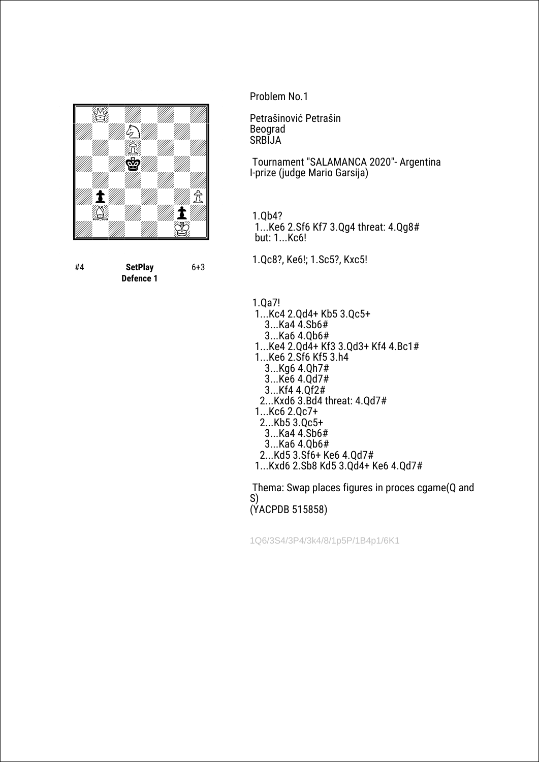#4 **SetPlay Defence 1** 6+3

Problem No.1

Petrašinović Petrašin
Beograd
SRBIJA

Tournament "SALAMANCA 2020"- Argentina
I-prize (judge Mario Garsija)

1.Qb4?
1...Ke6 2.Sf6 Kf7 3.Qg4 threat: 4.Qg8#
but: 1...Kc6!

1.Qc8?, Ke6!; 1.Sc5?, Kxc5!

1.Qa7!
1...Kc4 2.Qd4+ Kb5 3.Qc5+
3...Ka4 4.Sb6#
3...Ka6 4.Qb6#
1...Ke4 2.Qd4+ Kf3 3.Qd3+ Kf4 4.Bc1#
1...Ke6 2.Sf6 Kf5 3.h4
3...Kg6 4.Qh7#
3...Ke6 4.Qd7#
3...Kf4 4.Qf2#
2...Kxd6 3.Bd4 threat: 4.Qd7#
1...Kc6 2.Qc7+
2...Kb5 3.Qc5+
3...Ka4 4.Sb6#
3...Ka6 4.Qb6#
2...Kd5 3.Sf6+ Ke6 4.Qd7#
1...Kxd6 2.Sb8 Kd5 3.Qd4+ Ke6 4.Qd7#

Thema: Swap places figures in proces cgame(Q and S)
(YACPDB 515858)

1Q6/3S4/3P4/3k4/8/1p5P/1B4p1/6K1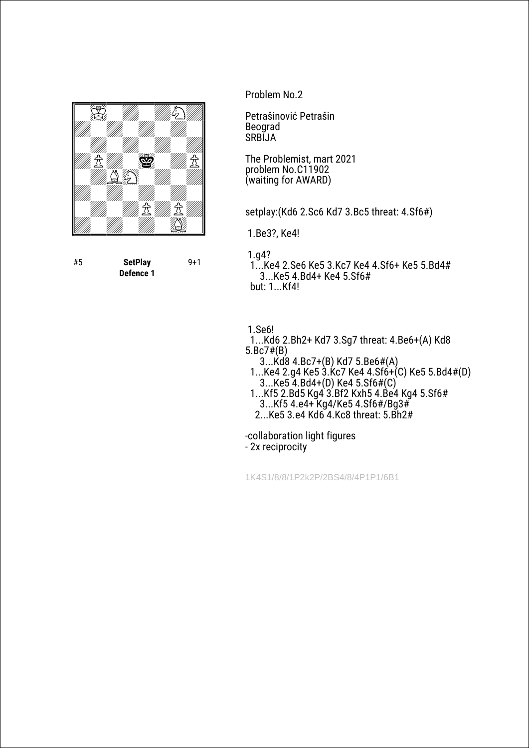Problem No.2

Petrašinović Petrašin
Beograd
SRBIJA

The Problemist, mart 2021
problem No.C11902
(waiting for AWARD)

setplay:(Kd6 2.Sc6 Kd7 3.Bc5 threat: 4.Sf6#)

1.Be3?, Ke4!

1.g4?
1...Ke4 2.Se6 Ke5 3.Kc7 Ke4 4.Sf6+ Ke5 5.Bd4#
3...Ke5 4.Bd4+ Ke4 5.Sf6#
but: 1...Kf4!

1.Se6!
1...Kd6 2.Bh2+ Kd7 3.Sg7 threat: 4.Be6+(A) Kd8 5.Bc7#(B)
3...Kd8 4.Bc7+(B) Kd7 5.Be6#(A)
1...Ke4 2.g4 Ke5 3.Kc7 Ke4 4.Sf6+(C) Ke5 5.Bd4#(D)
3...Ke5 4.Bd4+(D) Ke4 5.Sf6#(C)
1...Kf5 2.Bd5 Kg4 3.Bf2 Kxh5 4.Be4 Kg4 5.Sf6#
3...Kf5 4.e4+ Kg4/Ke5 4.Sf6#/Bg3#
2...Ke5 3.e4 Kd6 4.Kc8 threat: 5.Bh2#

-collaboration light figures
- 2x reciprocity

#5 **SetPlay Defence 1** 9+1

1K4S1/8/8/1P2k2P/2BS4/8/4P1P1/6B1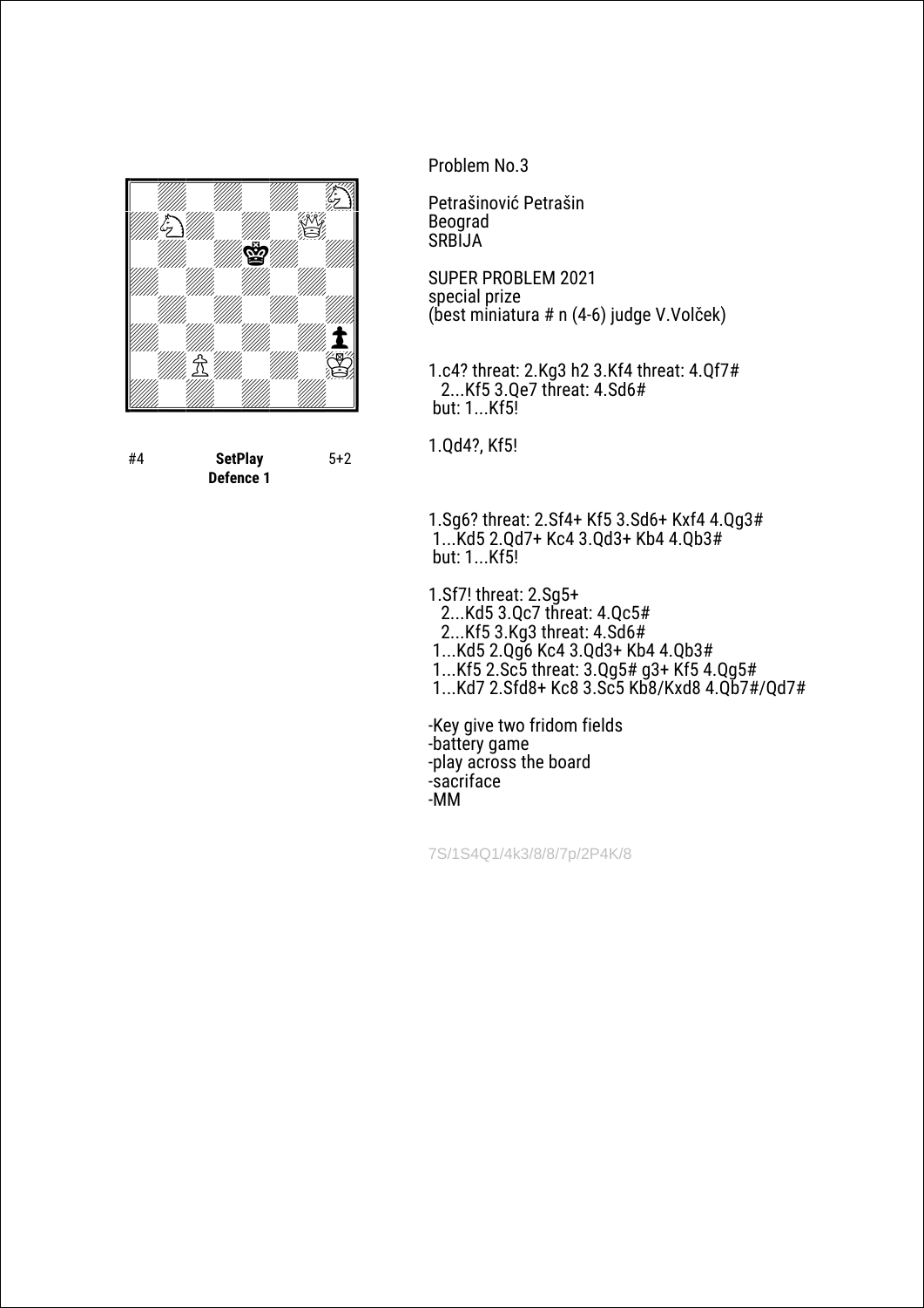#4 **SetPlay** 5+2
**Defence 1**

Problem No.3

Petrašinović Petrašin
Beograd
SRBIJA

SUPER PROBLEM 2021
special prize
(best miniatura # n (4-6) judge V.Volček)

1.c4? threat: 2.Kg3 h2 3.Kf4 threat: 4.Qf7#
   2...Kf5 3.Qe7 threat: 4.Sd6#
 but: 1...Kf5!

1.Qd4?, Kf5!

1.Sg6? threat: 2.Sf4+ Kf5 3.Sd6+ Kxf4 4.Qg3#
 1...Kd5 2.Qd7+ Kc4 3.Qd3+ Kb4 4.Qb3#
 but: 1...Kf5!

1.Sf7! threat: 2.Sg5+
   2...Kd5 3.Qc7 threat: 4.Qc5#
   2...Kf5 3.Kg3 threat: 4.Sd6#
 1...Kd5 2.Qg6 Kc4 3.Qd3+ Kb4 4.Qb3#
 1...Kf5 2.Sc5 threat: 3.Qg5# g3+ Kf5 4.Qg5#
 1...Kd7 2.Sfd8+ Kc8 3.Sc5 Kb8/Kxd8 4.Qb7#/Qd7#

-Key give two fridom fields
-battery game
-play across the board
-sacriface
-MM

7S/1S4Q1/4k3/8/8/7p/2P4K/8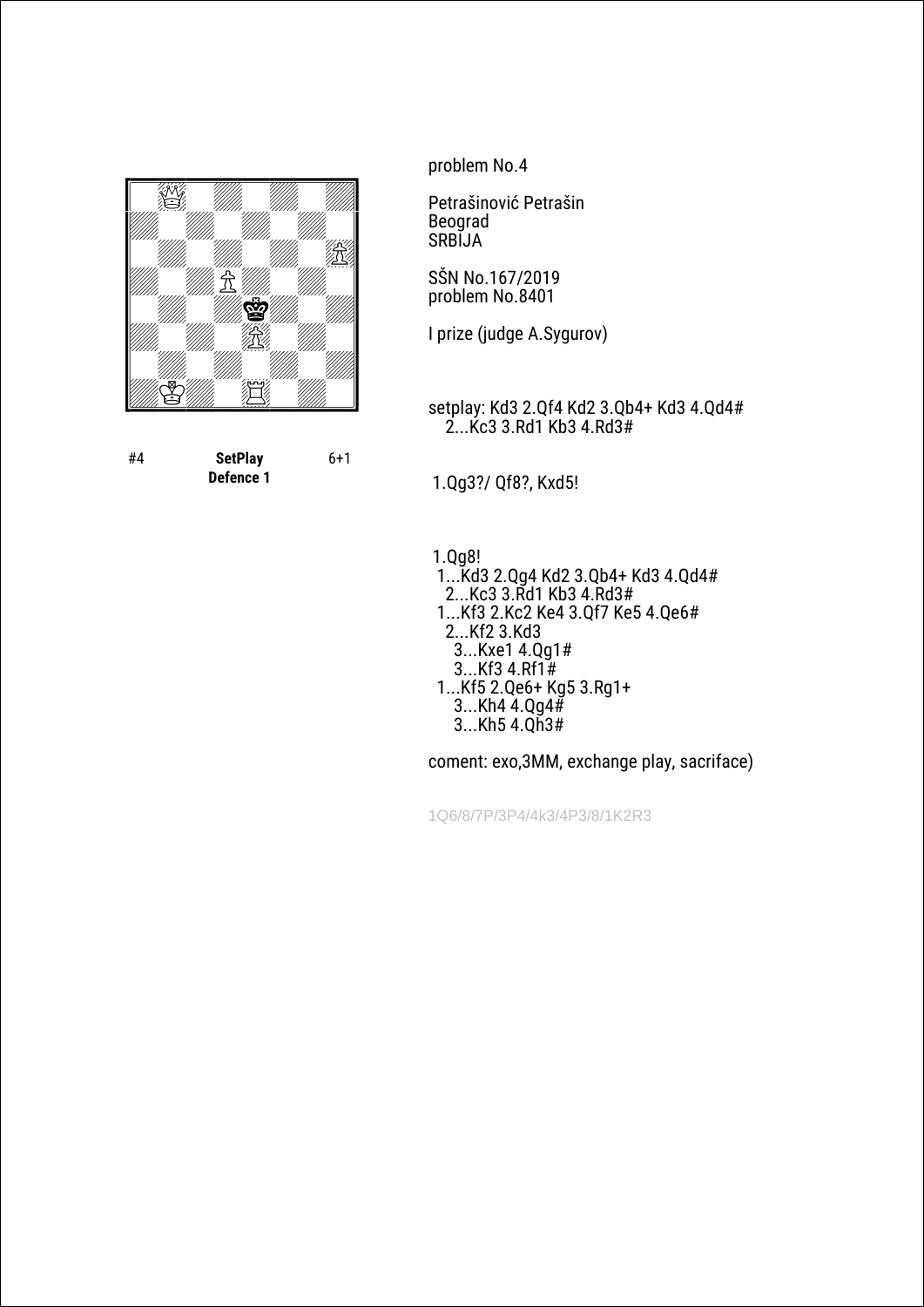#4 **SetPlay** 6+1
**Defence 1**

problem No.4

Petrašinović Petrašin
Beograd
SRBIJA

SŠN No.167/2019
problem No.8401

I prize (judge A.Sygurov)

setplay: Kd3 2.Qf4 Kd2 3.Qb4+ Kd3 4.Qd4#
2...Kc3 3.Rd1 Kb3 4.Rd3#

1.Qg3?/ Qf8?, Kxd5!

1.Qg8!
1...Kd3 2.Qg4 Kd2 3.Qb4+ Kd3 4.Qd4#
2...Kc3 3.Rd1 Kb3 4.Rd3#
1...Kf3 2.Kc2 Ke4 3.Qf7 Ke5 4.Qe6#
2...Kf2 3.Kd3
3...Kxe1 4.Qg1#
3...Kf3 4.Rf1#
1...Kf5 2.Qe6+ Kg5 3.Rg1+
3...Kh4 4.Qg4#
3...Kh5 4.Qh3#

coment: exo,3MM, exchange play, sacriface)

1Q6/8/7P/3P4/4k3/4P3/8/1K2R3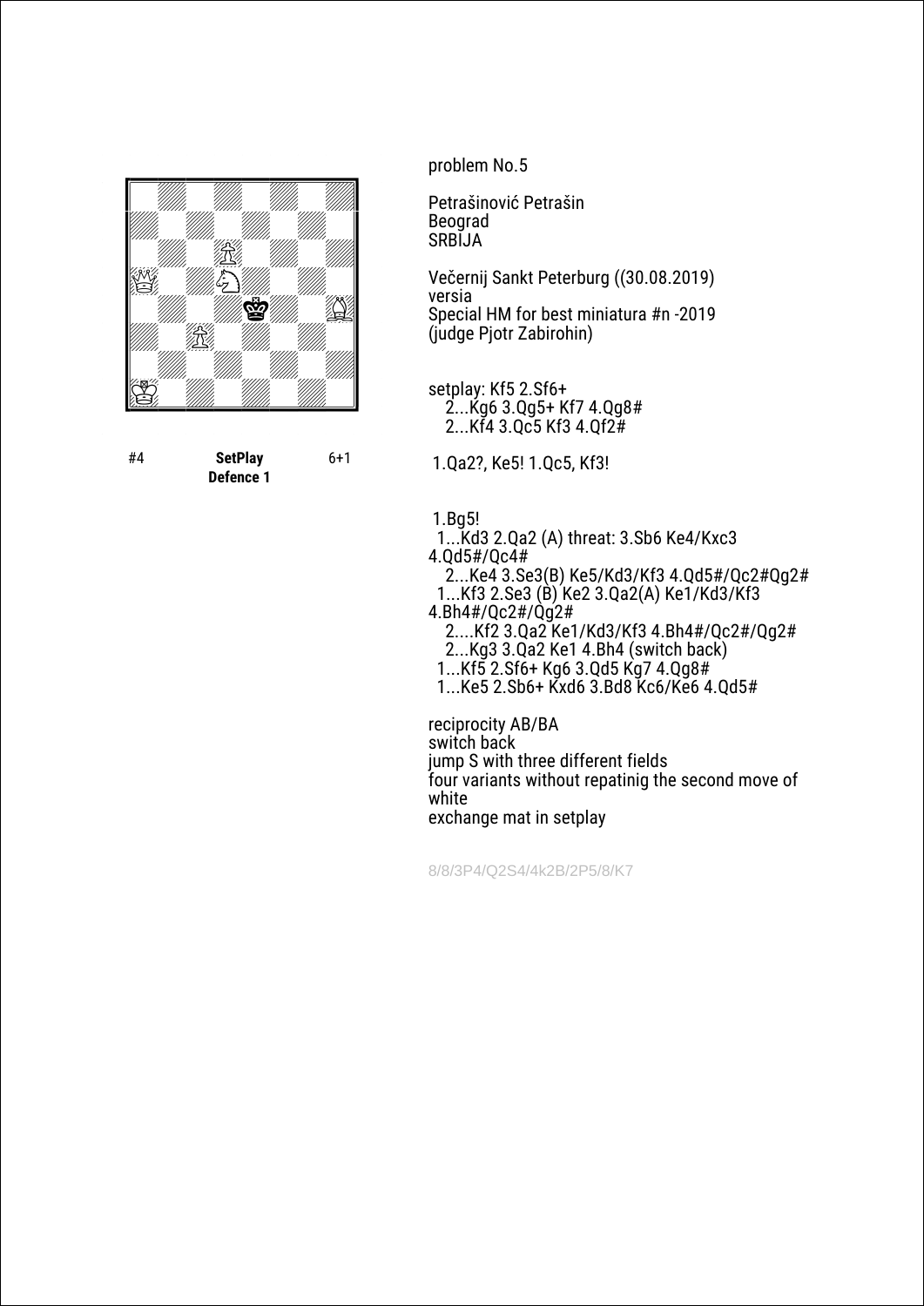#4 **SetPlay Defence 1** 6+1

problem No.5

Petrašinović Petrašin
Beograd
SRBIJA

Večernij Sankt Peterburg ((30.08.2019)
versia
Special HM for best miniatura #n -2019
(judge Pjotr Zabirohin)

setplay: Kf5 2.Sf6+
2...Kg6 3.Qg5+ Kf7 4.Qg8#
2...Kf4 3.Qc5 Kf3 4.Qf2#

1.Qa2?, Ke5! 1.Qc5, Kf3!

1.Bg5!
1...Kd3 2.Qa2 (A) threat: 3.Sb6 Ke4/Kxc3 4.Qd5#/Qc4#
2...Ke4 3.Se3(B) Ke5/Kd3/Kf3 4.Qd5#/Qc2#Qg2#
1...Kf3 2.Se3 (B) Ke2 3.Qa2(A) Ke1/Kd3/Kf3 4.Bh4#/Qc2#/Qg2#
2....Kf2 3.Qa2 Ke1/Kd3/Kf3 4.Bh4#/Qc2#/Qg2#
2...Kg3 3.Qa2 Ke1 4.Bh4 (switch back)
1...Kf5 2.Sf6+ Kg6 3.Qd5 Kg7 4.Qg8#
1...Ke5 2.Sb6+ Kxd6 3.Bd8 Kc6/Ke6 4.Qd5#

reciprocity AB/BA
switch back
jump S with three different fields
four variants without repatinig the second move of white
exchange mat in setplay

8/8/3P4/Q2S4/4k2B/2P5/8/K7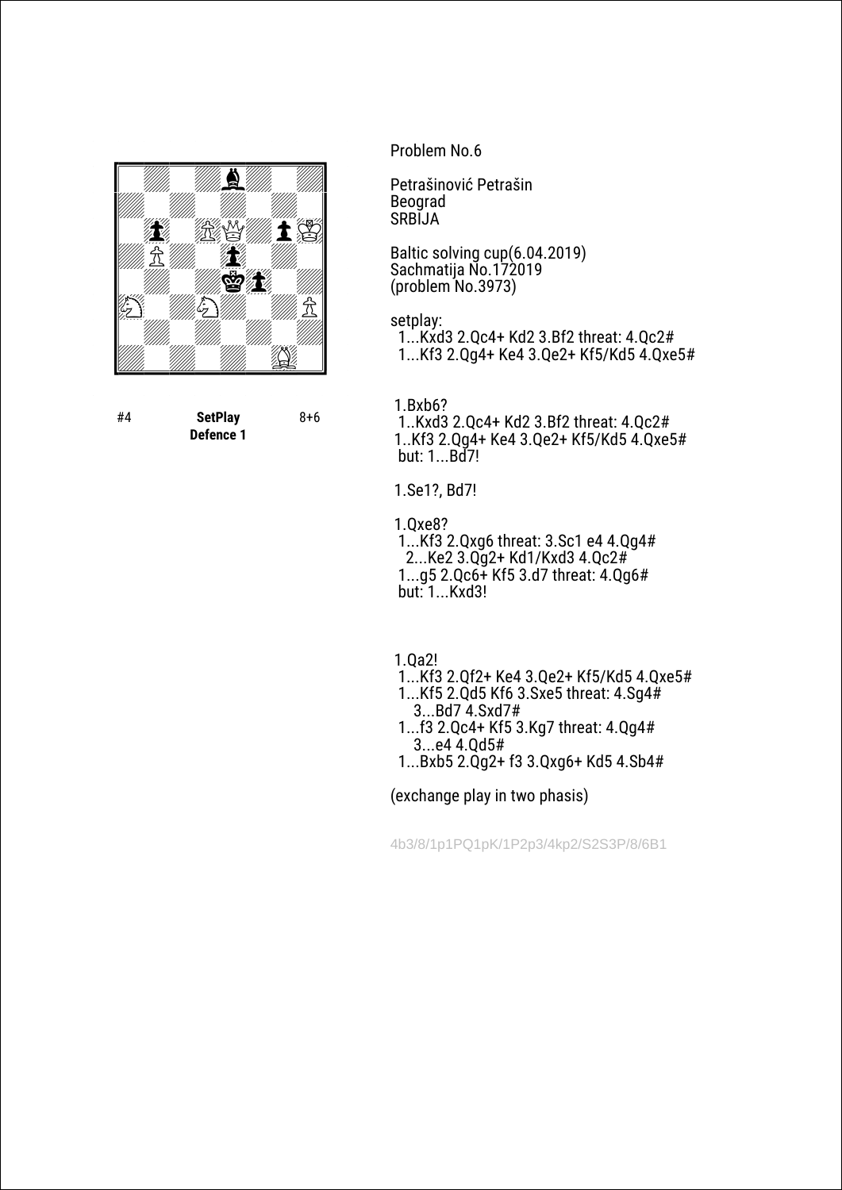#4 **SetPlay Defence 1** 8+6

Problem No.6

Petrašinović Petrašin
Beograd
SRBIJA

Baltic solving cup(6.04.2019)
Sachmatija No.172019
(problem No.3973)

setplay:
1...Kxd3 2.Qc4+ Kd2 3.Bf2 threat: 4.Qc2#
1...Kf3 2.Qg4+ Ke4 3.Qe2+ Kf5/Kd5 4.Qxe5#

1.Bxb6?
1..Kxd3 2.Qc4+ Kd2 3.Bf2 threat: 4.Qc2#
1..Kf3 2.Qg4+ Ke4 3.Qe2+ Kf5/Kd5 4.Qxe5#
but: 1...Bd7!

1.Se1?, Bd7!

1.Qxe8?
1...Kf3 2.Qxg6 threat: 3.Sc1 e4 4.Qg4#
2...Ke2 3.Qg2+ Kd1/Kxd3 4.Qc2#
1...g5 2.Qc6+ Kf5 3.d7 threat: 4.Qg6#
but: 1...Kxd3!

1.Qa2!
1...Kf3 2.Qf2+ Ke4 3.Qe2+ Kf5/Kd5 4.Qxe5#
1...Kf5 2.Qd5 Kf6 3.Sxe5 threat: 4.Sg4#
3...Bd7 4.Sxd7#
1...f3 2.Qc4+ Kf5 3.Kg7 threat: 4.Qg4#
3...e4 4.Qd5#
1...Bxb5 2.Qg2+ f3 3.Qxg6+ Kd5 4.Sb4#

(exchange play in two phasis)

4b3/8/1p1PQ1pK/1P2p3/4kp2/S2S3P/8/6B1